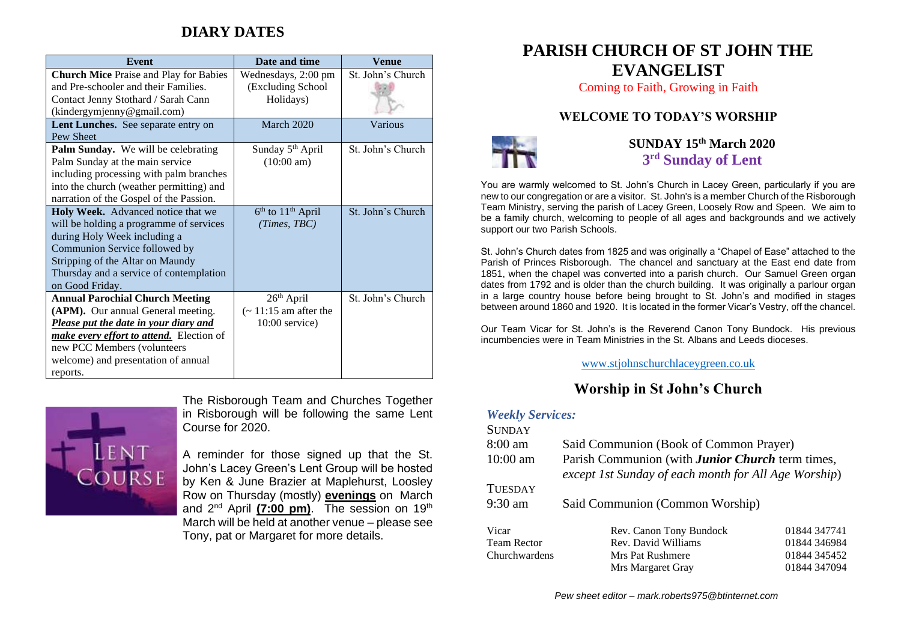## DIARY DATES

| Event | Date and time | Venue |
|---|---|---|
| **Church Mice** Praise and Play for Babies and Pre-schooler and their Families. Contact Jenny Stothard / Sarah Cann (kindergymjenny@gmail.com) | Wednesdays, 2:00 pm (Excluding School Holidays) | St. John's Church |
| **Lent Lunches.** See separate entry on Pew Sheet | March 2020 | Various |
| **Palm Sunday.** We will be celebrating Palm Sunday at the main service including processing with palm branches into the church (weather permitting) and narration of the Gospel of the Passion. | Sunday 5th April (10:00 am) | St. John's Church |
| **Holy Week.** Advanced notice that we will be holding a programme of services during Holy Week including a Communion Service followed by Stripping of the Altar on Maundy Thursday and a service of contemplation on Good Friday. | 6th to 11th April *(Times, TBC)* | St. John's Church |
| **Annual Parochial Church Meeting (APM).** Our annual General meeting. ***Please put the date in your diary and make every effort to attend.*** Election of new PCC Members (volunteers welcome) and presentation of annual reports. | 26th April (~ 11:15 am after the 10:00 service) | St. John's Church |

The Risborough Team and Churches Together in Risborough will be following the same Lent Course for 2020.

A reminder for those signed up that the St. John's Lacey Green's Lent Group will be hosted by Ken & June Brazier at Maplehurst, Loosley Row on Thursday (mostly) **evenings** on March and 2nd April **(7:00 pm)**. The session on 19th March will be held at another venue – please see Tony, pat or Margaret for more details.

# PARISH CHURCH OF ST JOHN THE EVANGELIST

Coming to Faith, Growing in Faith

### WELCOME TO TODAY'S WORSHIP

### SUNDAY 15th March 2020
### 3rd Sunday of Lent

You are warmly welcomed to St. John's Church in Lacey Green, particularly if you are new to our congregation or are a visitor. St. John's is a member Church of the Risborough Team Ministry, serving the parish of Lacey Green, Loosely Row and Speen. We aim to be a family church, welcoming to people of all ages and backgrounds and we actively support our two Parish Schools.

St. John's Church dates from 1825 and was originally a "Chapel of Ease" attached to the Parish of Princes Risborough. The chancel and sanctuary at the East end date from 1851, when the chapel was converted into a parish church. Our Samuel Green organ dates from 1792 and is older than the church building. It was originally a parlour organ in a large country house before being brought to St. John's and modified in stages between around 1860 and 1920. It is located in the former Vicar's Vestry, off the chancel.

Our Team Vicar for St. John's is the Reverend Canon Tony Bundock. His previous incumbencies were in Team Ministries in the St. Albans and Leeds dioceses.

www.stjohnschurchlaceygreen.co.uk

## Worship in St John's Church

***Weekly Services:***

SUNDAY

8:00 am — Said Communion (Book of Common Prayer)

10:00 am — Parish Communion (with ***Junior Church*** term times, *except 1st Sunday of each month for All Age Worship*)

TUESDAY

9:30 am — Said Communion (Common Worship)

| | | |
|---|---|---|
| Vicar | Rev. Canon Tony Bundock | 01844 347741 |
| Team Rector | Rev. David Williams | 01844 346984 |
| Churchwardens | Mrs Pat Rushmere | 01844 345452 |
| | Mrs Margaret Gray | 01844 347094 |

*Pew sheet editor – mark.roberts975@btinternet.com*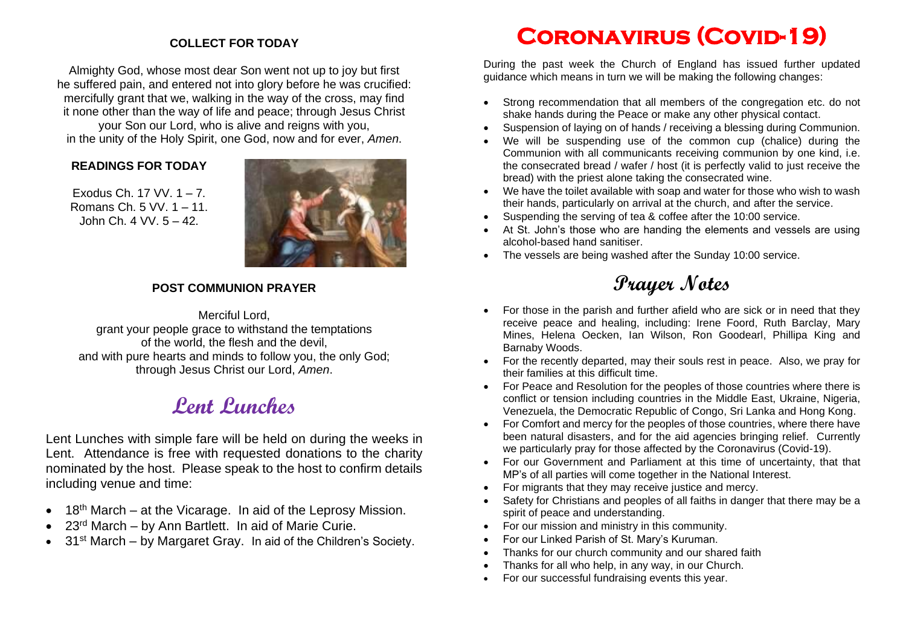### COLLECT FOR TODAY

Almighty God, whose most dear Son went not up to joy but first he suffered pain, and entered not into glory before he was crucified: mercifully grant that we, walking in the way of the cross, may find it none other than the way of life and peace; through Jesus Christ your Son our Lord, who is alive and reigns with you, in the unity of the Holy Spirit, one God, now and for ever, *Amen*.

### READINGS FOR TODAY

Exodus Ch. 17 VV. 1 – 7.
Romans Ch. 5 VV. 1 – 11.
John Ch. 4 VV. 5 – 42.

### POST COMMUNION PRAYER

Merciful Lord,
grant your people grace to withstand the temptations
of the world, the flesh and the devil,
and with pure hearts and minds to follow you, the only God;
through Jesus Christ our Lord, *Amen*.

## Lent Lunches

Lent Lunches with simple fare will be held on during the weeks in Lent. Attendance is free with requested donations to the charity nominated by the host. Please speak to the host to confirm details including venue and time:

- 18th March – at the Vicarage. In aid of the Leprosy Mission.
- 23rd March – by Ann Bartlett. In aid of Marie Curie.
- 31st March – by Margaret Gray. In aid of the Children's Society.

## Coronavirus (Covid-19)

During the past week the Church of England has issued further updated guidance which means in turn we will be making the following changes:

- Strong recommendation that all members of the congregation etc. do not shake hands during the Peace or make any other physical contact.
- Suspension of laying on of hands / receiving a blessing during Communion.
- We will be suspending use of the common cup (chalice) during the Communion with all communicants receiving communion by one kind, i.e. the consecrated bread / wafer / host (it is perfectly valid to just receive the bread) with the priest alone taking the consecrated wine.
- We have the toilet available with soap and water for those who wish to wash their hands, particularly on arrival at the church, and after the service.
- Suspending the serving of tea & coffee after the 10:00 service.
- At St. John's those who are handing the elements and vessels are using alcohol-based hand sanitiser.
- The vessels are being washed after the Sunday 10:00 service.

## Prayer Notes

- For those in the parish and further afield who are sick or in need that they receive peace and healing, including: Irene Foord, Ruth Barclay, Mary Mines, Helena Oecken, Ian Wilson, Ron Goodearl, Phillipa King and Barnaby Woods.
- For the recently departed, may their souls rest in peace. Also, we pray for their families at this difficult time.
- For Peace and Resolution for the peoples of those countries where there is conflict or tension including countries in the Middle East, Ukraine, Nigeria, Venezuela, the Democratic Republic of Congo, Sri Lanka and Hong Kong.
- For Comfort and mercy for the peoples of those countries, where there have been natural disasters, and for the aid agencies bringing relief. Currently we particularly pray for those affected by the Coronavirus (Covid-19).
- For our Government and Parliament at this time of uncertainty, that that MP's of all parties will come together in the National Interest.
- For migrants that they may receive justice and mercy.
- Safety for Christians and peoples of all faiths in danger that there may be a spirit of peace and understanding.
- For our mission and ministry in this community.
- For our Linked Parish of St. Mary's Kuruman.
- Thanks for our church community and our shared faith
- Thanks for all who help, in any way, in our Church.
- For our successful fundraising events this year.